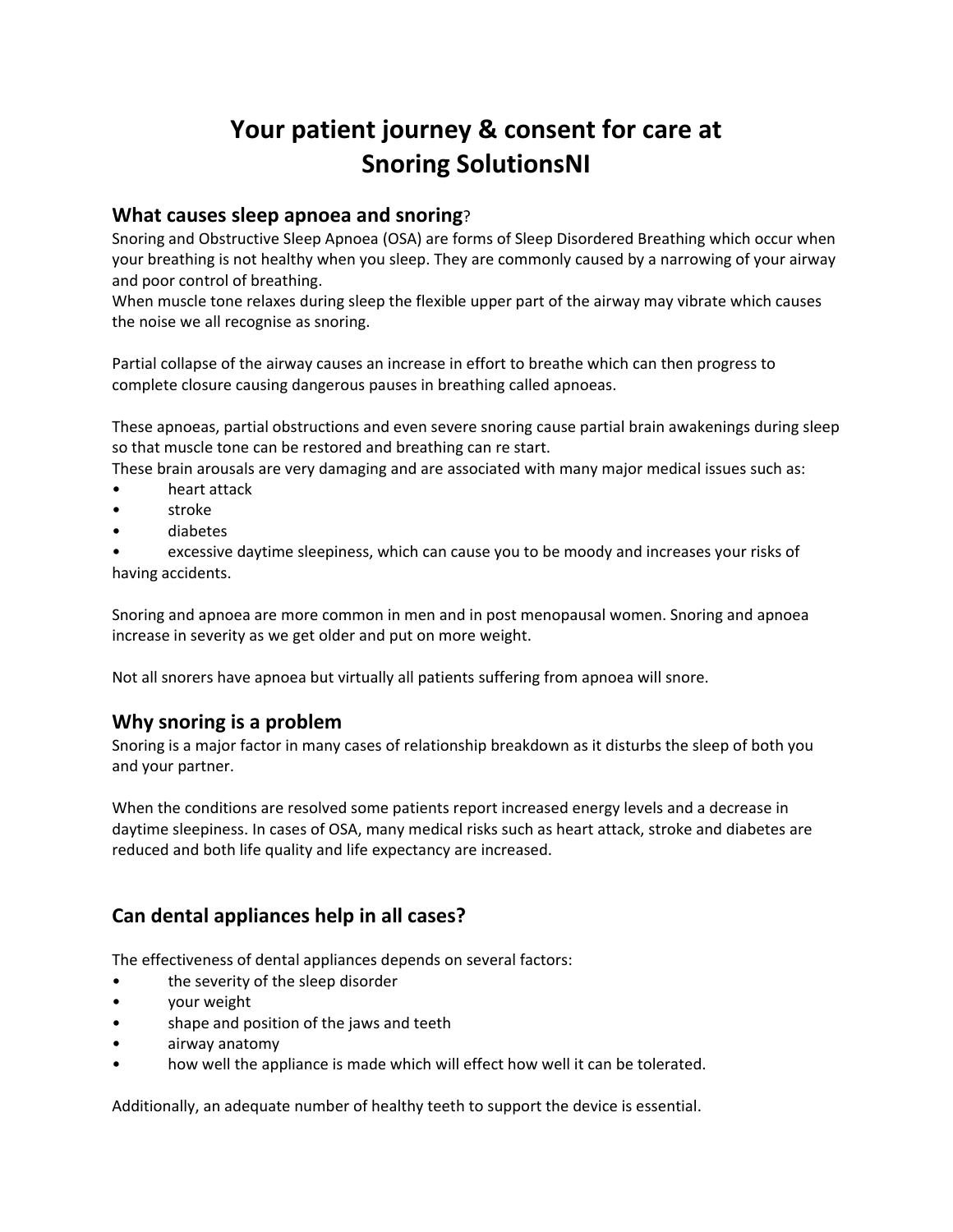# Your patient journey & consent for care at Snoring SolutionsNI

## What causes sleep apnoea and snoring?

Snoring and Obstructive Sleep Apnoea (OSA) are forms of Sleep Disordered Breathing which occur when your breathing is not healthy when you sleep. They are commonly caused by a narrowing of your airway and poor control of breathing.
When muscle tone relaxes during sleep the flexible upper part of the airway may vibrate which causes the noise we all recognise as snoring.

Partial collapse of the airway causes an increase in effort to breathe which can then progress to complete closure causing dangerous pauses in breathing called apnoeas.

These apnoeas, partial obstructions and even severe snoring cause partial brain awakenings during sleep so that muscle tone can be restored and breathing can re start.
These brain arousals are very damaging and are associated with many major medical issues such as:

- heart attack
- stroke
- diabetes
- excessive daytime sleepiness, which can cause you to be moody and increases your risks of having accidents.

Snoring and apnoea are more common in men and in post menopausal women. Snoring and apnoea increase in severity as we get older and put on more weight.

Not all snorers have apnoea but virtually all patients suffering from apnoea will snore.

## Why snoring is a problem

Snoring is a major factor in many cases of relationship breakdown as it disturbs the sleep of both you and your partner.

When the conditions are resolved some patients report increased energy levels and a decrease in daytime sleepiness. In cases of OSA, many medical risks such as heart attack, stroke and diabetes are reduced and both life quality and life expectancy are increased.

## Can dental appliances help in all cases?

The effectiveness of dental appliances depends on several factors:

- the severity of the sleep disorder
- your weight
- shape and position of the jaws and teeth
- airway anatomy
- how well the appliance is made which will effect how well it can be tolerated.

Additionally, an adequate number of healthy teeth to support the device is essential.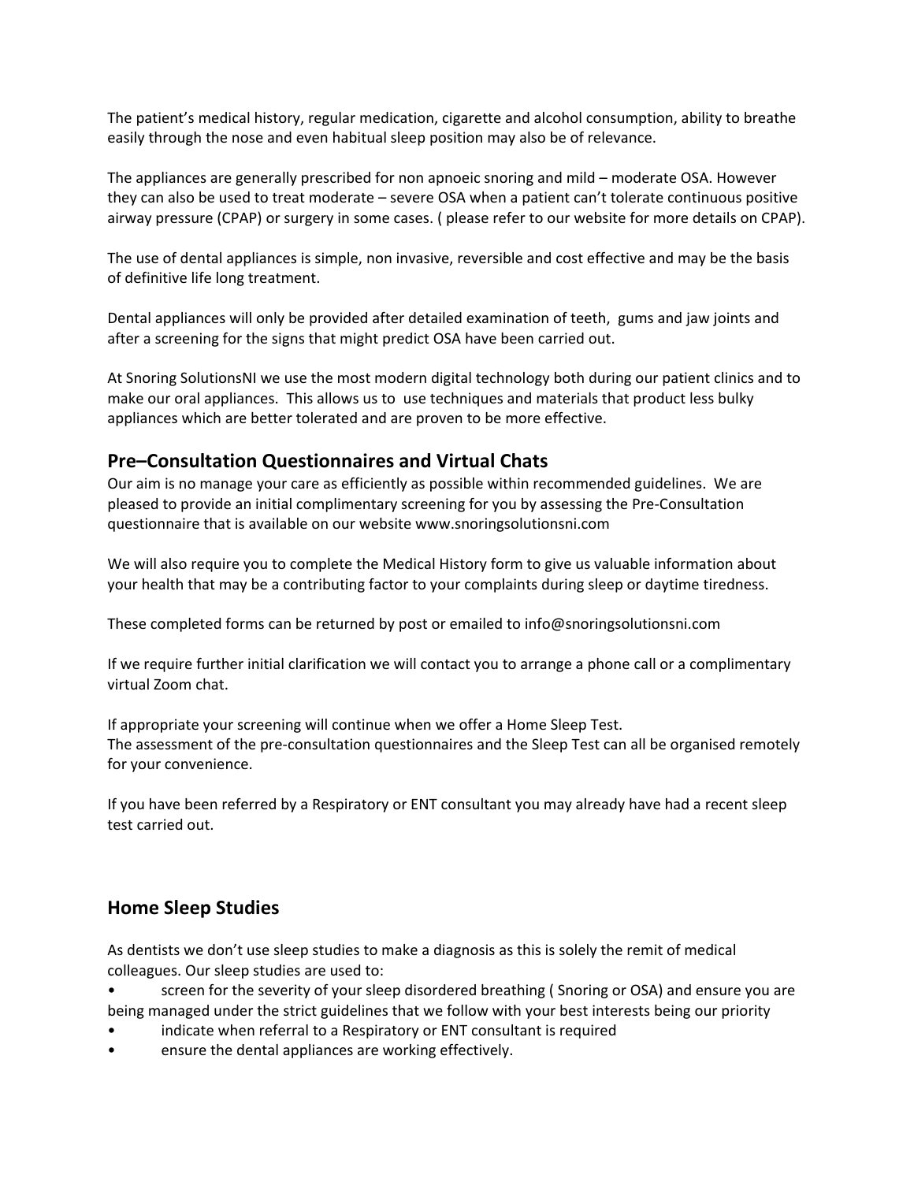The patient's medical history, regular medication, cigarette and alcohol consumption, ability to breathe easily through the nose and even habitual sleep position may also be of relevance.

The appliances are generally prescribed for non apnoeic snoring and mild – moderate OSA. However they can also be used to treat moderate – severe OSA when a patient can't tolerate continuous positive airway pressure (CPAP) or surgery in some cases. ( please refer to our website for more details on CPAP).

The use of dental appliances is simple, non invasive, reversible and cost effective and may be the basis of definitive life long treatment.

Dental appliances will only be provided after detailed examination of teeth, gums and jaw joints and after a screening for the signs that might predict OSA have been carried out.

At Snoring SolutionsNI we use the most modern digital technology both during our patient clinics and to make our oral appliances. This allows us to use techniques and materials that product less bulky appliances which are better tolerated and are proven to be more effective.

## Pre–Consultation Questionnaires and Virtual Chats

Our aim is no manage your care as efficiently as possible within recommended guidelines. We are pleased to provide an initial complimentary screening for you by assessing the Pre-Consultation questionnaire that is available on our website www.snoringsolutionsni.com

We will also require you to complete the Medical History form to give us valuable information about your health that may be a contributing factor to your complaints during sleep or daytime tiredness.

These completed forms can be returned by post or emailed to info@snoringsolutionsni.com

If we require further initial clarification we will contact you to arrange a phone call or a complimentary virtual Zoom chat.

If appropriate your screening will continue when we offer a Home Sleep Test.
The assessment of the pre-consultation questionnaires and the Sleep Test can all be organised remotely for your convenience.

If you have been referred by a Respiratory or ENT consultant you may already have had a recent sleep test carried out.

## Home Sleep Studies

As dentists we don't use sleep studies to make a diagnosis as this is solely the remit of medical colleagues. Our sleep studies are used to:

- screen for the severity of your sleep disordered breathing ( Snoring or OSA) and ensure you are being managed under the strict guidelines that we follow with your best interests being our priority
- indicate when referral to a Respiratory or ENT consultant is required
- ensure the dental appliances are working effectively.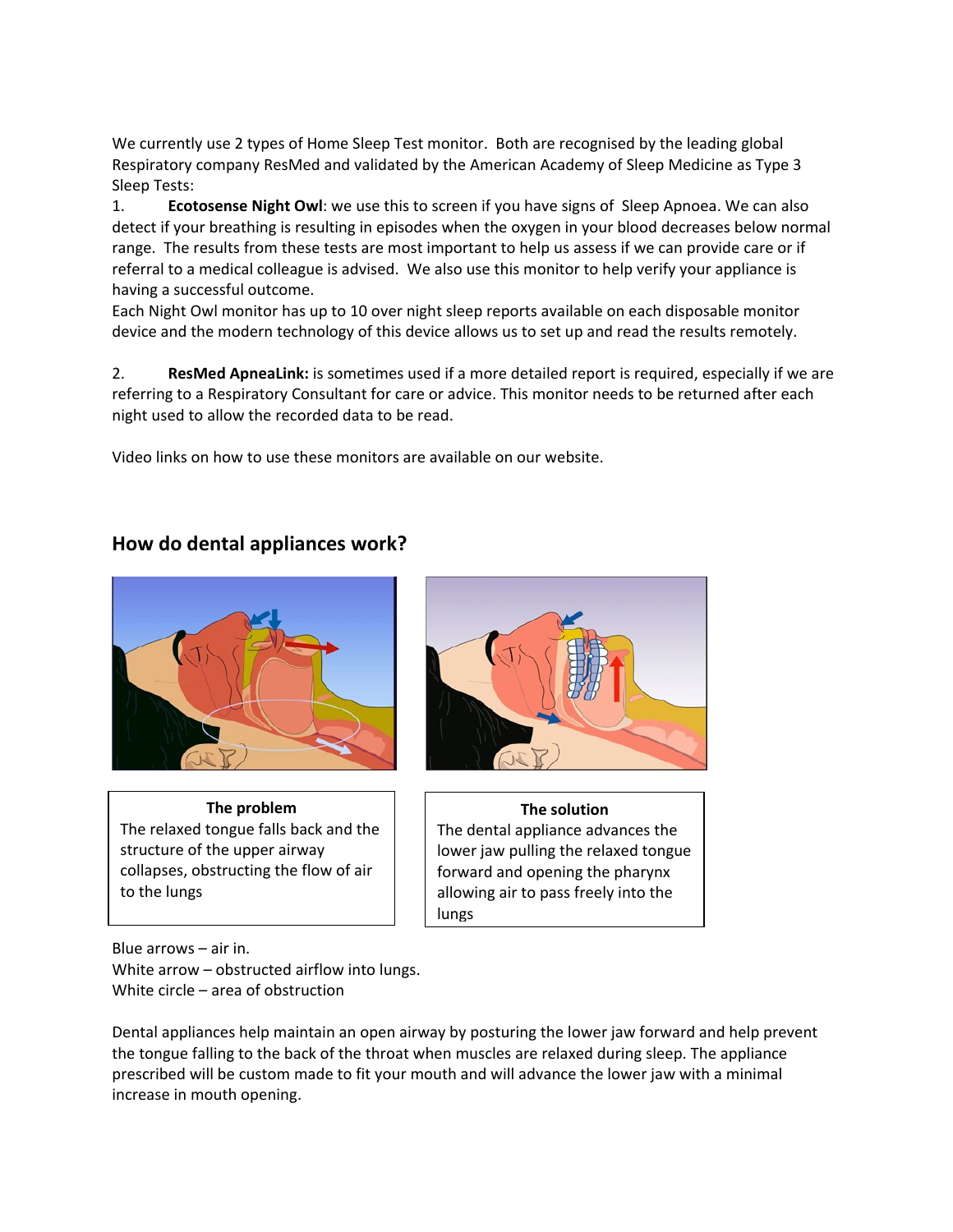We currently use 2 types of Home Sleep Test monitor. Both are recognised by the leading global Respiratory company ResMed and validated by the American Academy of Sleep Medicine as Type 3 Sleep Tests:

1. **Ecotosense Night Owl**: we use this to screen if you have signs of Sleep Apnoea. We can also detect if your breathing is resulting in episodes when the oxygen in your blood decreases below normal range. The results from these tests are most important to help us assess if we can provide care or if referral to a medical colleague is advised. We also use this monitor to help verify your appliance is having a successful outcome.
   Each Night Owl monitor has up to 10 over night sleep reports available on each disposable monitor device and the modern technology of this device allows us to set up and read the results remotely.

2. **ResMed ApneaLink:** is sometimes used if a more detailed report is required, especially if we are referring to a Respiratory Consultant for care or advice. This monitor needs to be returned after each night used to allow the recorded data to be read.

Video links on how to use these monitors are available on our website.

## How do dental appliances work?

| The problem | The solution |
| --- | --- |
| The relaxed tongue falls back and the structure of the upper airway collapses, obstructing the flow of air to the lungs | The dental appliance advances the lower jaw pulling the relaxed tongue forward and opening the pharynx allowing air to pass freely into the lungs |

Blue arrows – air in.
White arrow – obstructed airflow into lungs.
White circle – area of obstruction

Dental appliances help maintain an open airway by posturing the lower jaw forward and help prevent the tongue falling to the back of the throat when muscles are relaxed during sleep. The appliance prescribed will be custom made to fit your mouth and will advance the lower jaw with a minimal increase in mouth opening.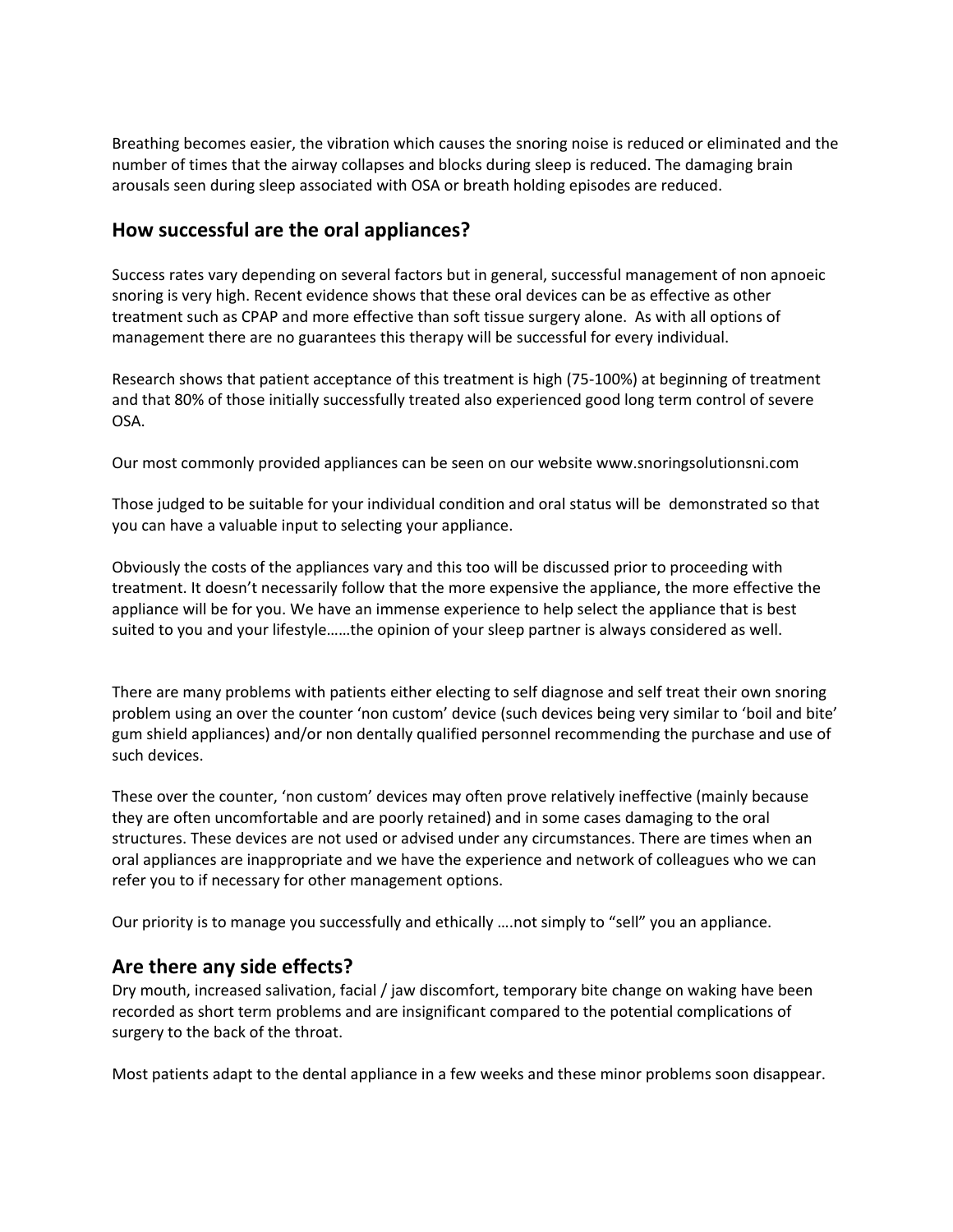Breathing becomes easier, the vibration which causes the snoring noise is reduced or eliminated and the number of times that the airway collapses and blocks during sleep is reduced. The damaging brain arousals seen during sleep associated with OSA or breath holding episodes are reduced.

## How successful are the oral appliances?

Success rates vary depending on several factors but in general, successful management of non apnoeic snoring is very high. Recent evidence shows that these oral devices can be as effective as other treatment such as CPAP and more effective than soft tissue surgery alone. As with all options of management there are no guarantees this therapy will be successful for every individual.

Research shows that patient acceptance of this treatment is high (75-100%) at beginning of treatment and that 80% of those initially successfully treated also experienced good long term control of severe OSA.

Our most commonly provided appliances can be seen on our website www.snoringsolutionsni.com

Those judged to be suitable for your individual condition and oral status will be demonstrated so that you can have a valuable input to selecting your appliance.

Obviously the costs of the appliances vary and this too will be discussed prior to proceeding with treatment. It doesn't necessarily follow that the more expensive the appliance, the more effective the appliance will be for you. We have an immense experience to help select the appliance that is best suited to you and your lifestyle……the opinion of your sleep partner is always considered as well.

There are many problems with patients either electing to self diagnose and self treat their own snoring problem using an over the counter 'non custom' device (such devices being very similar to 'boil and bite' gum shield appliances) and/or non dentally qualified personnel recommending the purchase and use of such devices.

These over the counter, 'non custom' devices may often prove relatively ineffective (mainly because they are often uncomfortable and are poorly retained) and in some cases damaging to the oral structures. These devices are not used or advised under any circumstances. There are times when an oral appliances are inappropriate and we have the experience and network of colleagues who we can refer you to if necessary for other management options.

Our priority is to manage you successfully and ethically ….not simply to "sell" you an appliance.

## Are there any side effects?

Dry mouth, increased salivation, facial / jaw discomfort, temporary bite change on waking have been recorded as short term problems and are insignificant compared to the potential complications of surgery to the back of the throat.

Most patients adapt to the dental appliance in a few weeks and these minor problems soon disappear.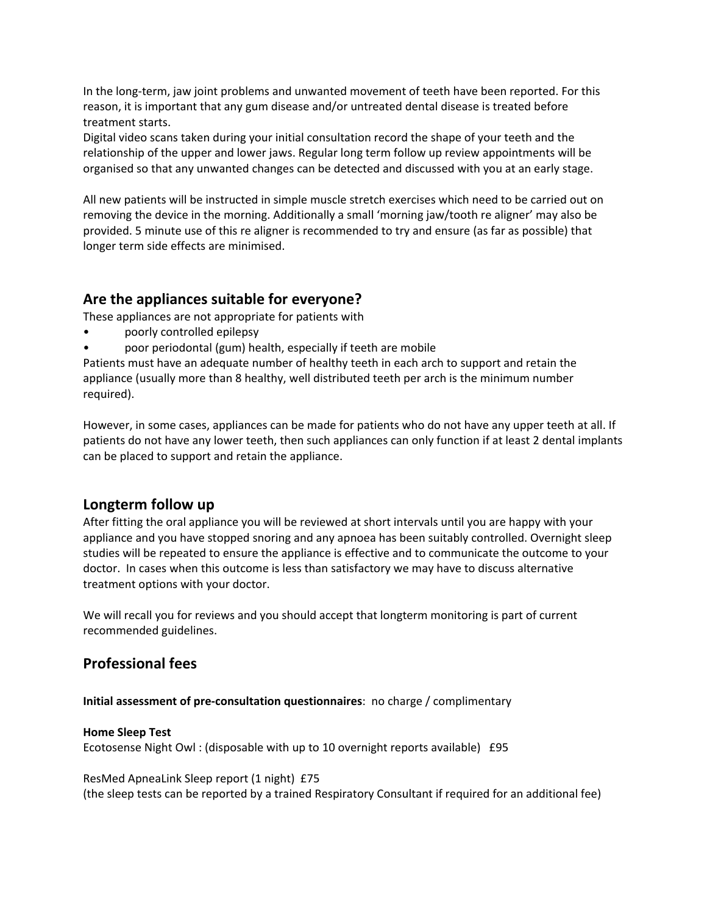In the long-term, jaw joint problems and unwanted movement of teeth have been reported. For this reason, it is important that any gum disease and/or untreated dental disease is treated before treatment starts.
Digital video scans taken during your initial consultation record the shape of your teeth and the relationship of the upper and lower jaws. Regular long term follow up review appointments will be organised so that any unwanted changes can be detected and discussed with you at an early stage.

All new patients will be instructed in simple muscle stretch exercises which need to be carried out on removing the device in the morning. Additionally a small 'morning jaw/tooth re aligner' may also be provided. 5 minute use of this re aligner is recommended to try and ensure (as far as possible) that longer term side effects are minimised.

## Are the appliances suitable for everyone?

These appliances are not appropriate for patients with

- poorly controlled epilepsy
- poor periodontal (gum) health, especially if teeth are mobile

Patients must have an adequate number of healthy teeth in each arch to support and retain the appliance (usually more than 8 healthy, well distributed teeth per arch is the minimum number required).

However, in some cases, appliances can be made for patients who do not have any upper teeth at all. If patients do not have any lower teeth, then such appliances can only function if at least 2 dental implants can be placed to support and retain the appliance.

## Longterm follow up

After fitting the oral appliance you will be reviewed at short intervals until you are happy with your appliance and you have stopped snoring and any apnoea has been suitably controlled. Overnight sleep studies will be repeated to ensure the appliance is effective and to communicate the outcome to your doctor. In cases when this outcome is less than satisfactory we may have to discuss alternative treatment options with your doctor.

We will recall you for reviews and you should accept that longterm monitoring is part of current recommended guidelines.

## Professional fees

**Initial assessment of pre-consultation questionnaires**: no charge / complimentary

**Home Sleep Test**
Ecotosense Night Owl : (disposable with up to 10 overnight reports available) £95

ResMed ApneaLink Sleep report (1 night) £75
(the sleep tests can be reported by a trained Respiratory Consultant if required for an additional fee)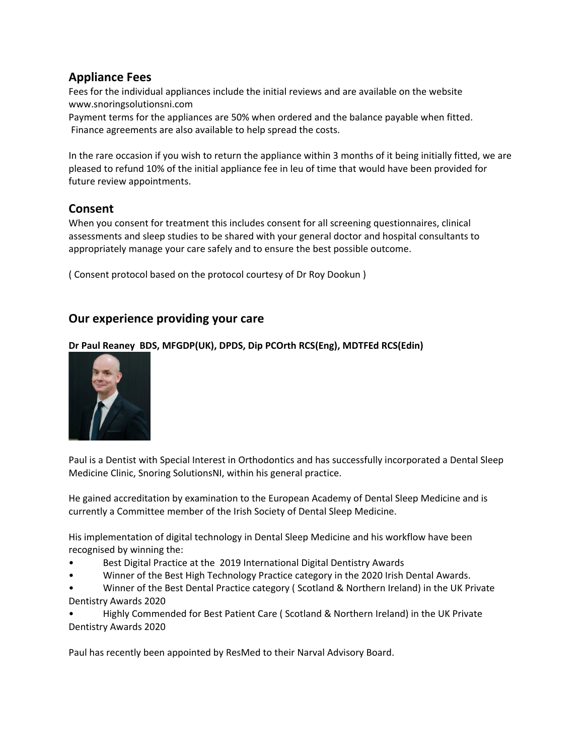## Appliance Fees

Fees for the individual appliances include the initial reviews and are available on the website www.snoringsolutionsni.com

Payment terms for the appliances are 50% when ordered and the balance payable when fitted.
Finance agreements are also available to help spread the costs.

In the rare occasion if you wish to return the appliance within 3 months of it being initially fitted, we are pleased to refund 10% of the initial appliance fee in leu of time that would have been provided for future review appointments.

## Consent

When you consent for treatment this includes consent for all screening questionnaires, clinical assessments and sleep studies to be shared with your general doctor and hospital consultants to appropriately manage your care safely and to ensure the best possible outcome.

( Consent protocol based on the protocol courtesy of Dr Roy Dookun )

## Our experience providing your care

**Dr Paul Reaney BDS, MFGDP(UK), DPDS, Dip PCOrth RCS(Eng), MDTFEd RCS(Edin)**

Paul is a Dentist with Special Interest in Orthodontics and has successfully incorporated a Dental Sleep Medicine Clinic, Snoring SolutionsNI, within his general practice.

He gained accreditation by examination to the European Academy of Dental Sleep Medicine and is currently a Committee member of the Irish Society of Dental Sleep Medicine.

His implementation of digital technology in Dental Sleep Medicine and his workflow have been recognised by winning the:

- Best Digital Practice at the 2019 International Digital Dentistry Awards
- Winner of the Best High Technology Practice category in the 2020 Irish Dental Awards.
- Winner of the Best Dental Practice category ( Scotland & Northern Ireland) in the UK Private Dentistry Awards 2020
- Highly Commended for Best Patient Care ( Scotland & Northern Ireland) in the UK Private Dentistry Awards 2020

Paul has recently been appointed by ResMed to their Narval Advisory Board.